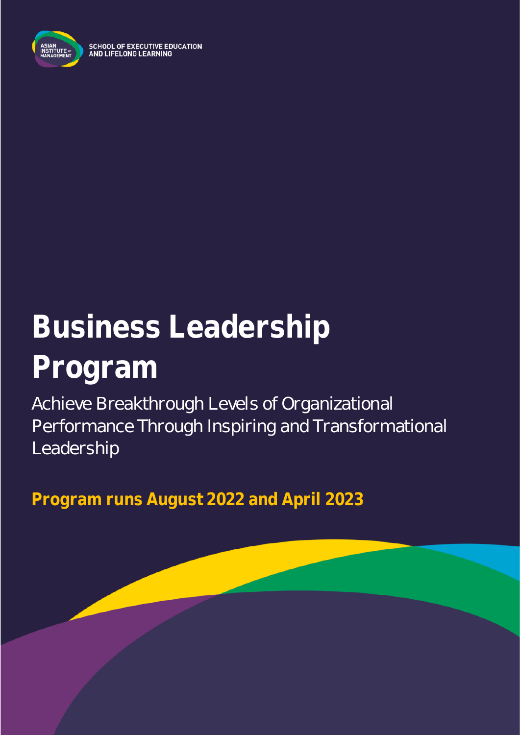ASIAN INSTITUTE OF MANAGEMENT

SCHOOL OF EXECUTIVE EDUCATION AND LIFELONG LEARNING

# Business Leadership Program

Achieve Breakthrough Levels of Organizational Performance Through Inspiring and Transformational Leadership

**Program runs August 2022 and April 2023**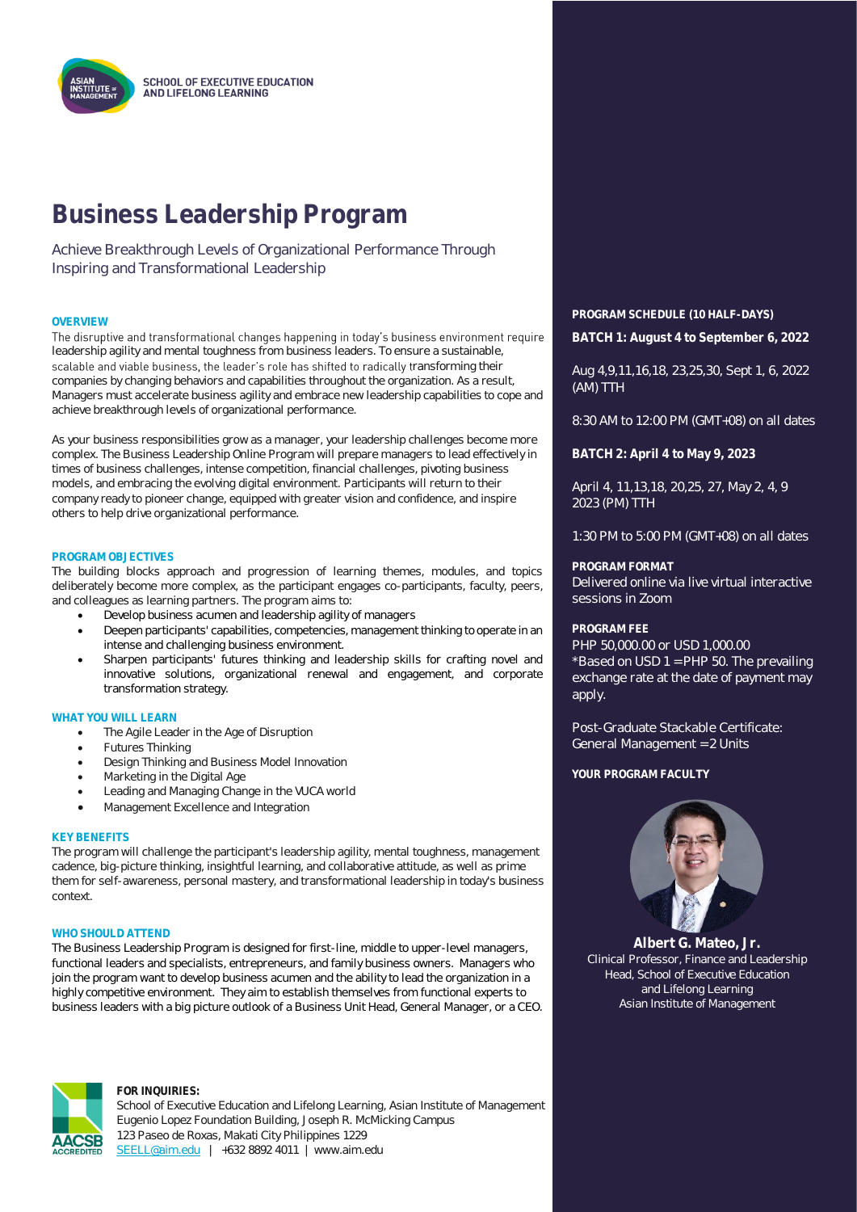SCHOOL OF EXECUTIVE EDUCATION AND LIFELONG LEARNING

# Business Leadership Program

Achieve Breakthrough Levels of Organizational Performance Through Inspiring and Transformational Leadership

### OVERVIEW

The disruptive and transformational changes happening in today's business environment require leadership agility and mental toughness from business leaders. To ensure a sustainable, scalable and viable business, the leader's role has shifted to radically transforming their companies by changing behaviors and capabilities throughout the organization. As a result, Managers must accelerate business agility and embrace new leadership capabilities to cope and achieve breakthrough levels of organizational performance.

As your business responsibilities grow as a manager, your leadership challenges become more complex. The Business Leadership Online Program will prepare managers to lead effectively in times of business challenges, intense competition, financial challenges, pivoting business models, and embracing the evolving digital environment. Participants will return to their company ready to pioneer change, equipped with greater vision and confidence, and inspire others to help drive organizational performance.

### PROGRAM OBJECTIVES

The building blocks approach and progression of learning themes, modules, and topics deliberately become more complex, as the participant engages co-participants, faculty, peers, and colleagues as learning partners. The program aims to:

- Develop business acumen and leadership agility of managers
- Deepen participants' capabilities, competencies, management thinking to operate in an intense and challenging business environment.
- Sharpen participants' futures thinking and leadership skills for crafting novel and innovative solutions, organizational renewal and engagement, and corporate transformation strategy.

### WHAT YOU WILL LEARN

- The Agile Leader in the Age of Disruption
- Futures Thinking
- Design Thinking and Business Model Innovation
- Marketing in the Digital Age
- Leading and Managing Change in the VUCA world
- Management Excellence and Integration

### KEY BENEFITS

The program will challenge the participant's leadership agility, mental toughness, management cadence, big-picture thinking, insightful learning, and collaborative attitude, as well as prime them for self-awareness, personal mastery, and transformational leadership in today's business context.

### WHO SHOULD ATTEND

The Business Leadership Program is designed for first-line, middle to upper-level managers, functional leaders and specialists, entrepreneurs, and family business owners. Managers who join the program want to develop business acumen and the ability to lead the organization in a highly competitive environment. They aim to establish themselves from functional experts to business leaders with a big picture outlook of a Business Unit Head, General Manager, or a CEO.

### PROGRAM SCHEDULE (10 HALF-DAYS)

**BATCH 1: August 4 to September 6, 2022**

Aug 4,9,11,16,18, 23,25,30, Sept 1, 6, 2022 (AM) TTH

8:30 AM to 12:00 PM (GMT+08) on all dates

**BATCH 2: April 4 to May 9, 2023**

April 4, 11,13,18, 20,25, 27, May 2, 4, 9 2023 (PM) TTH

1:30 PM to 5:00 PM (GMT+08) on all dates

### PROGRAM FORMAT

Delivered online via live virtual interactive sessions in Zoom

### PROGRAM FEE

PHP 50,000.00 or USD 1,000.00
*Based on USD 1 = PHP 50. The prevailing exchange rate at the date of payment may apply.

Post-Graduate Stackable Certificate: General Management = 2 Units

### YOUR PROGRAM FACULTY

**Albert G. Mateo, Jr.**
Clinical Professor, Finance and Leadership
Head, School of Executive Education and Lifelong Learning
Asian Institute of Management

**FOR INQUIRIES:**
School of Executive Education and Lifelong Learning, Asian Institute of Management
Eugenio Lopez Foundation Building, Joseph R. McMicking Campus
123 Paseo de Roxas, Makati City Philippines 1229
SEELL@aim.edu | +632 8892 4011 | www.aim.edu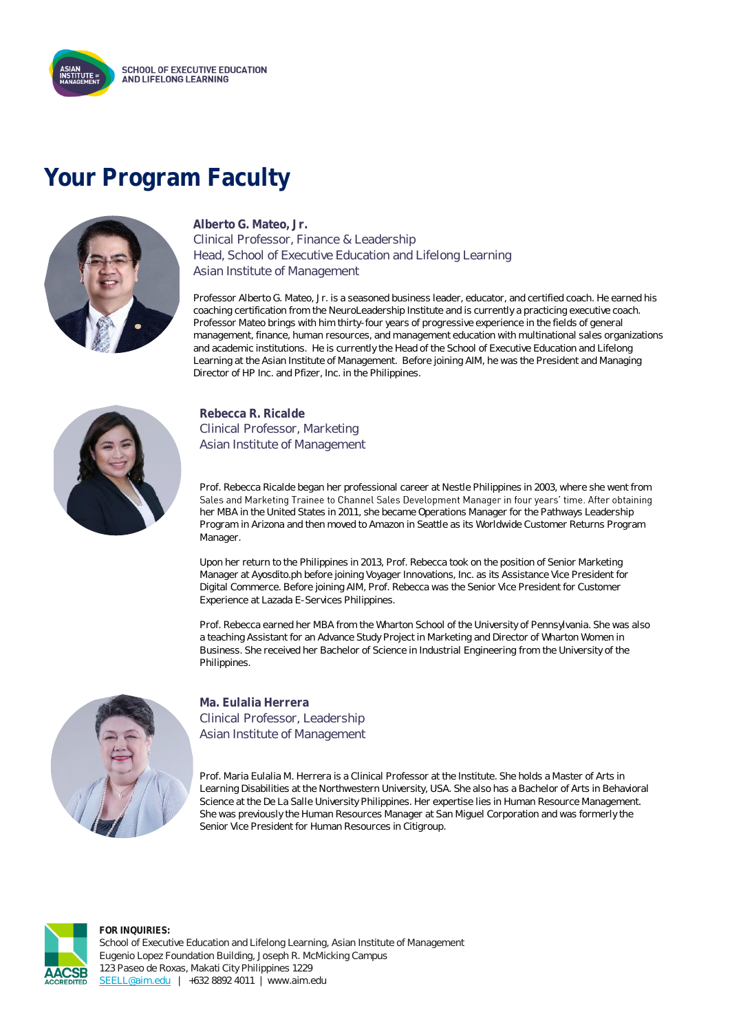# Your Program Faculty

**Alberto G. Mateo, Jr.**
Clinical Professor, Finance & Leadership
Head, School of Executive Education and Lifelong Learning
Asian Institute of Management

Professor Alberto G. Mateo, Jr. is a seasoned business leader, educator, and certified coach. He earned his coaching certification from the NeuroLeadership Institute and is currently a practicing executive coach. Professor Mateo brings with him thirty-four years of progressive experience in the fields of general management, finance, human resources, and management education with multinational sales organizations and academic institutions. He is currently the Head of the School of Executive Education and Lifelong Learning at the Asian Institute of Management. Before joining AIM, he was the President and Managing Director of HP Inc. and Pfizer, Inc. in the Philippines.

**Rebecca R. Ricalde**
Clinical Professor, Marketing
Asian Institute of Management

Prof. Rebecca Ricalde began her professional career at Nestle Philippines in 2003, where she went from Sales and Marketing Trainee to Channel Sales Development Manager in four years' time. After obtaining her MBA in the United States in 2011, she became Operations Manager for the Pathways Leadership Program in Arizona and then moved to Amazon in Seattle as its Worldwide Customer Returns Program Manager.

Upon her return to the Philippines in 2013, Prof. Rebecca took on the position of Senior Marketing Manager at Ayosdito.ph before joining Voyager Innovations, Inc. as its Assistance Vice President for Digital Commerce. Before joining AIM, Prof. Rebecca was the Senior Vice President for Customer Experience at Lazada E-Services Philippines.

Prof. Rebecca earned her MBA from the Wharton School of the University of Pennsylvania. She was also a teaching Assistant for an Advance Study Project in Marketing and Director of Wharton Women in Business. She received her Bachelor of Science in Industrial Engineering from the University of the Philippines.

**Ma. Eulalia Herrera**
Clinical Professor, Leadership
Asian Institute of Management

Prof. Maria Eulalia M. Herrera is a Clinical Professor at the Institute. She holds a Master of Arts in Learning Disabilities at the Northwestern University, USA. She also has a Bachelor of Arts in Behavioral Science at the De La Salle University Philippines. Her expertise lies in Human Resource Management. She was previously the Human Resources Manager at San Miguel Corporation and was formerly the Senior Vice President for Human Resources in Citigroup.

**FOR INQUIRIES:**
School of Executive Education and Lifelong Learning, Asian Institute of Management
Eugenio Lopez Foundation Building, Joseph R. McMicking Campus
123 Paseo de Roxas, Makati City Philippines 1229
SEELL@aim.edu | +632 8892 4011 | www.aim.edu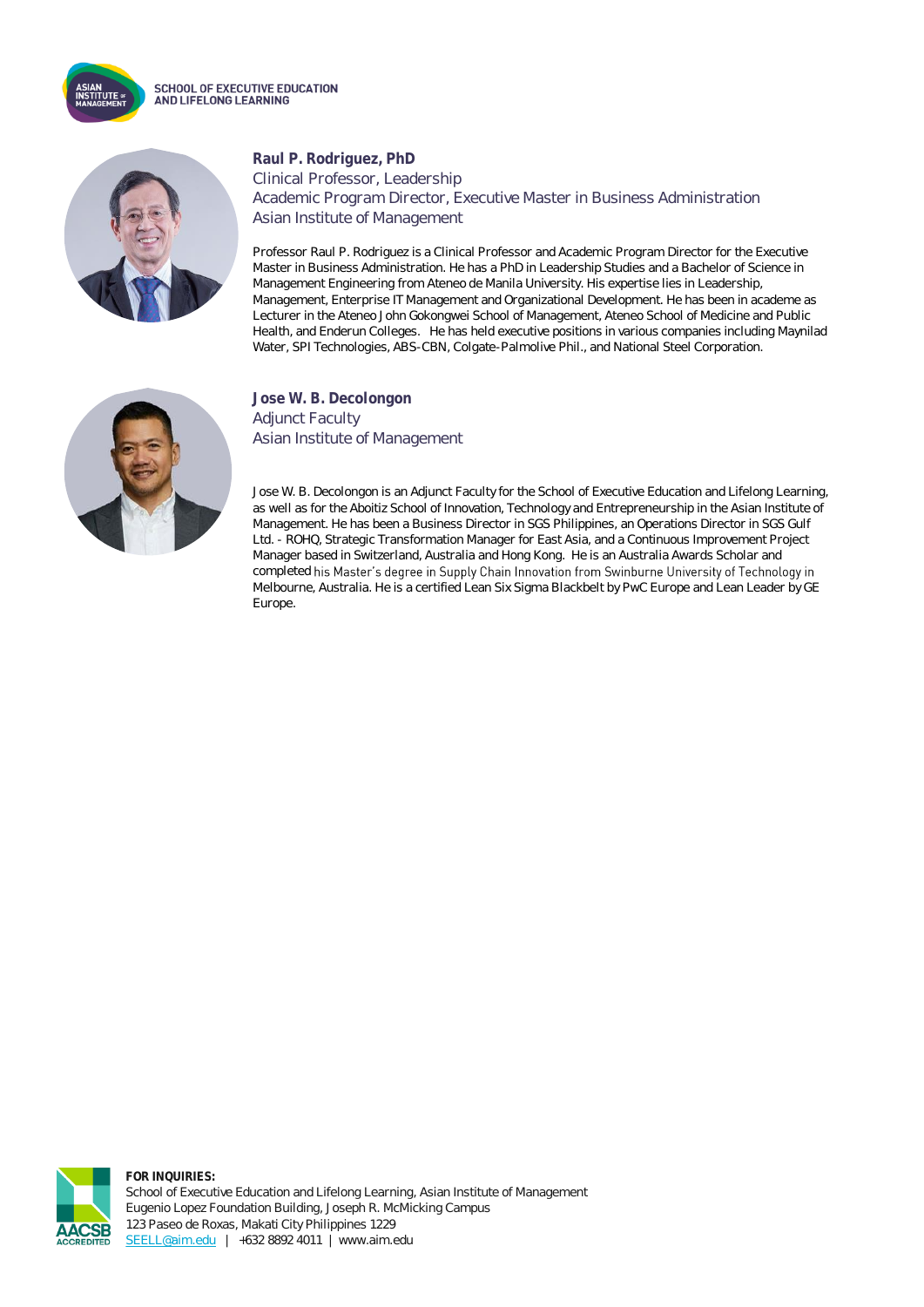**Raul P. Rodriguez, PhD**
Clinical Professor, Leadership
Academic Program Director, Executive Master in Business Administration
Asian Institute of Management

Professor Raul P. Rodriguez is a Clinical Professor and Academic Program Director for the Executive Master in Business Administration. He has a PhD in Leadership Studies and a Bachelor of Science in Management Engineering from Ateneo de Manila University. His expertise lies in Leadership, Management, Enterprise IT Management and Organizational Development. He has been in academe as Lecturer in the Ateneo John Gokongwei School of Management, Ateneo School of Medicine and Public Health, and Enderun Colleges. He has held executive positions in various companies including Maynilad Water, SPI Technologies, ABS-CBN, Colgate-Palmolive Phil., and National Steel Corporation.

**Jose W. B. Decolongon**
Adjunct Faculty
Asian Institute of Management

Jose W. B. Decolongon is an Adjunct Faculty for the School of Executive Education and Lifelong Learning, as well as for the Aboitiz School of Innovation, Technology and Entrepreneurship in the Asian Institute of Management. He has been a Business Director in SGS Philippines, an Operations Director in SGS Gulf Ltd. - ROHQ, Strategic Transformation Manager for East Asia, and a Continuous Improvement Project Manager based in Switzerland, Australia and Hong Kong. He is an Australia Awards Scholar and completed his Master's degree in Supply Chain Innovation from Swinburne University of Technology in Melbourne, Australia. He is a certified Lean Six Sigma Blackbelt by PwC Europe and Lean Leader by GE Europe.

**FOR INQUIRIES:**
School of Executive Education and Lifelong Learning, Asian Institute of Management
Eugenio Lopez Foundation Building, Joseph R. McMicking Campus
123 Paseo de Roxas, Makati City Philippines 1229
SEELL@aim.edu | +632 8892 4011 | www.aim.edu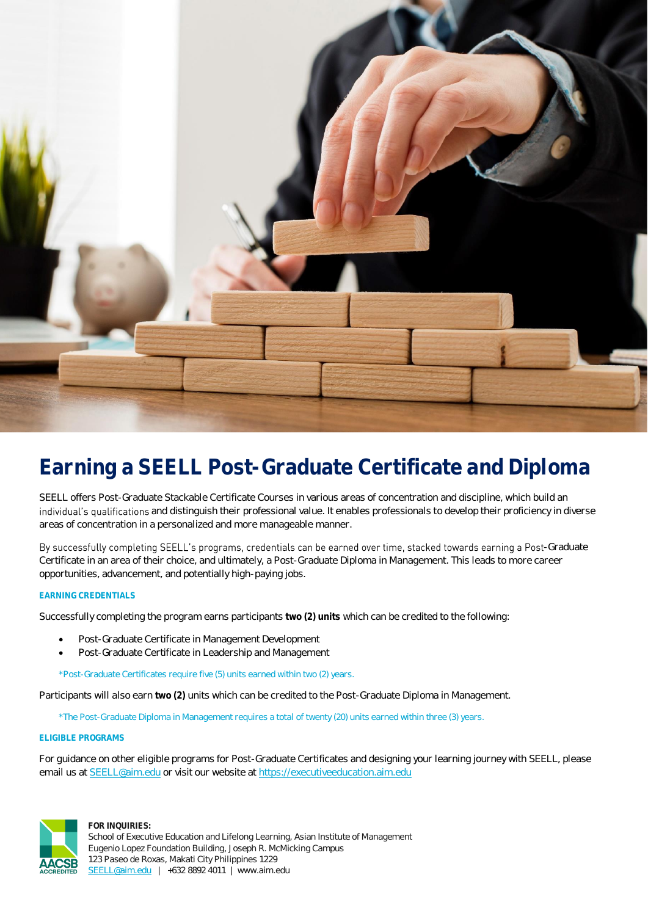# Earning a SEELL Post-Graduate Certificate and Diploma

SEELL offers Post-Graduate Stackable Certificate Courses in various areas of concentration and discipline, which build an individual's qualifications and distinguish their professional value. It enables professionals to develop their proficiency in diverse areas of concentration in a personalized and more manageable manner.

By successfully completing SEELL's programs, credentials can be earned over time, stacked towards earning a Post-Graduate Certificate in an area of their choice, and ultimately, a Post-Graduate Diploma in Management. This leads to more career opportunities, advancement, and potentially high-paying jobs.

### EARNING CREDENTIALS

Successfully completing the program earns participants **two (2) units** which can be credited to the following:

- Post-Graduate Certificate in Management Development
- Post-Graduate Certificate in Leadership and Management

*Post-Graduate Certificates require five (5) units earned within two (2) years.

Participants will also earn **two (2)** units which can be credited to the Post-Graduate Diploma in Management.

*The Post-Graduate Diploma in Management requires a total of twenty (20) units earned within three (3) years.

### ELIGIBLE PROGRAMS

For guidance on other eligible programs for Post-Graduate Certificates and designing your learning journey with SEELL, please email us at SEELL@aim.edu or visit our website at https://executiveeducation.aim.edu

AACSB ACCREDITED

**FOR INQUIRIES:**
School of Executive Education and Lifelong Learning, Asian Institute of Management
Eugenio Lopez Foundation Building, Joseph R. McMicking Campus
123 Paseo de Roxas, Makati City Philippines 1229
SEELL@aim.edu | +632 8892 4011 | www.aim.edu